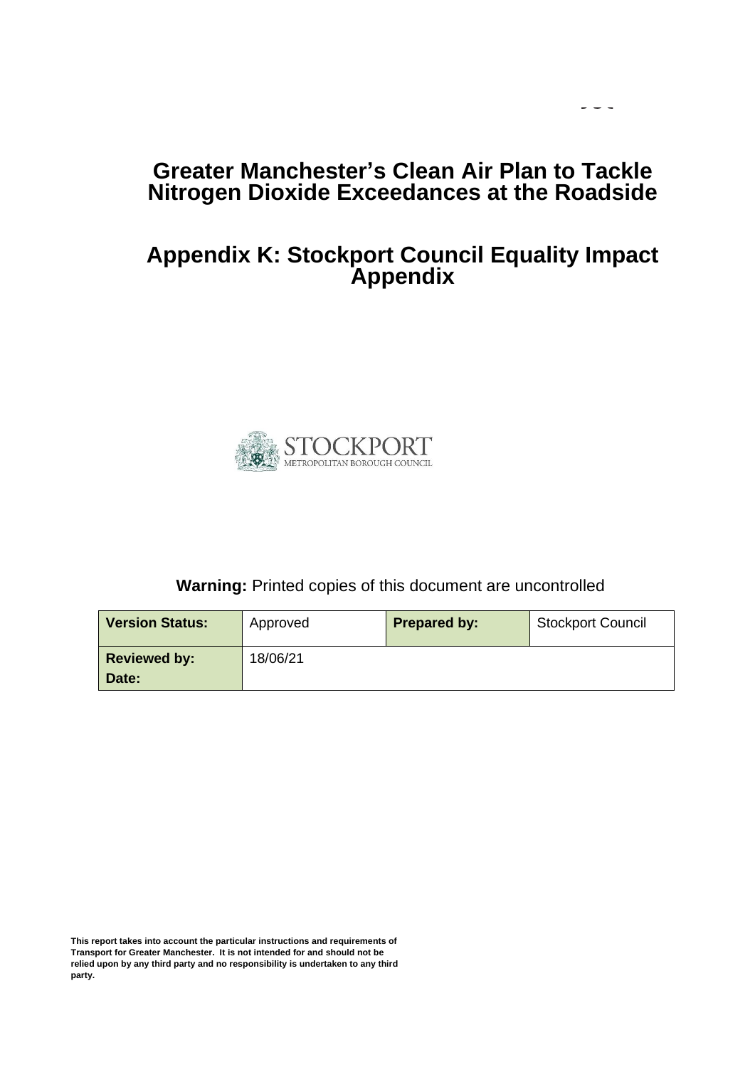# Greater Manchester's Clean Air Plan to Tackle Nitrogen Dioxide Exceedances at the Roadside

## Appendix K: Stockport Council Equality Impact Appendix

STOCKPORT
METROPOLITAN BOROUGH COUNCIL

**Warning:** Printed copies of this document are uncontrolled

| **Version Status:** | Approved | **Prepared by:** | Stockport Council |
|---|---|---|---|
| **Reviewed by:** **Date:** | 18/06/21 | | |

**This report takes into account the particular instructions and requirements of Transport for Greater Manchester. It is not intended for and should not be relied upon by any third party and no responsibility is undertaken to any third party.**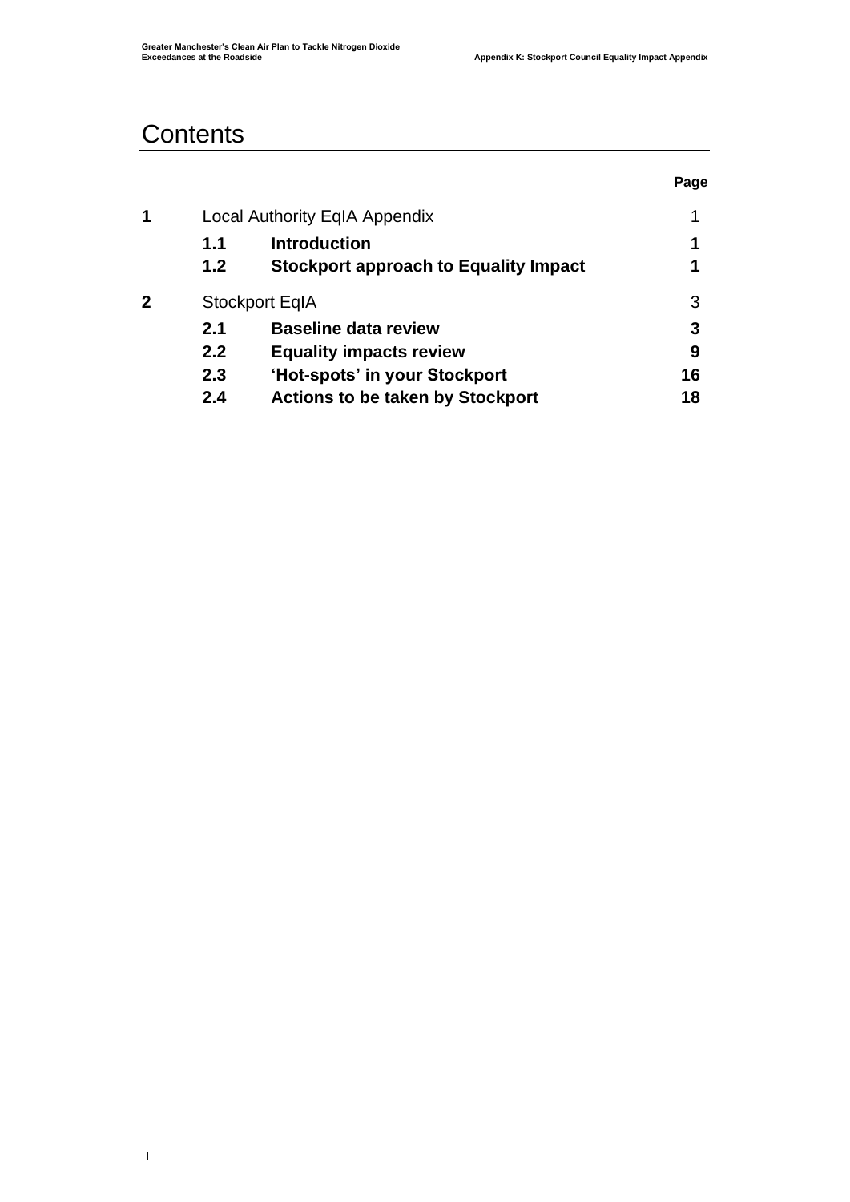# Contents

| | | | Page |
|---|---|---|---|
| **1** | Local Authority EqIA Appendix | | 1 |
| | **1.1** | **Introduction** | **1** |
| | **1.2** | **Stockport approach to Equality Impact** | **1** |
| **2** | Stockport EqIA | | 3 |
| | **2.1** | **Baseline data review** | **3** |
| | **2.2** | **Equality impacts review** | **9** |
| | **2.3** | **'Hot-spots' in your Stockport** | **16** |
| | **2.4** | **Actions to be taken by Stockport** | **18** |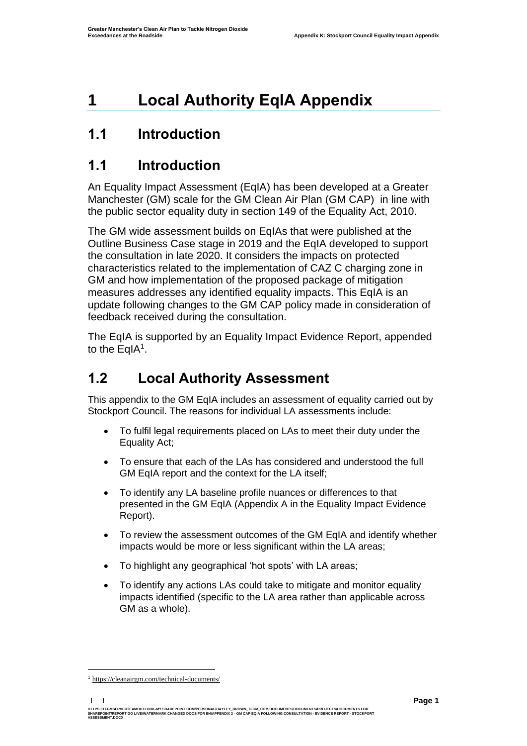# 1 Local Authority EqIA Appendix

## 1.1 Introduction

## 1.1 Introduction

An Equality Impact Assessment (EqIA) has been developed at a Greater Manchester (GM) scale for the GM Clean Air Plan (GM CAP) in line with the public sector equality duty in section 149 of the Equality Act, 2010.

The GM wide assessment builds on EqIAs that were published at the Outline Business Case stage in 2019 and the EqIA developed to support the consultation in late 2020. It considers the impacts on protected characteristics related to the implementation of CAZ C charging zone in GM and how implementation of the proposed package of mitigation measures addresses any identified equality impacts. This EqIA is an update following changes to the GM CAP policy made in consideration of feedback received during the consultation.

The EqIA is supported by an Equality Impact Evidence Report, appended to the EqIA[1].

## 1.2 Local Authority Assessment

This appendix to the GM EqIA includes an assessment of equality carried out by Stockport Council. The reasons for individual LA assessments include:

- To fulfil legal requirements placed on LAs to meet their duty under the Equality Act;
- To ensure that each of the LAs has considered and understood the full GM EqIA report and the context for the LA itself;
- To identify any LA baseline profile nuances or differences to that presented in the GM EqIA (Appendix A in the Equality Impact Evidence Report).
- To review the assessment outcomes of the GM EqIA and identify whether impacts would be more or less significant within the LA areas;
- To highlight any geographical 'hot spots' with LA areas;
- To identify any actions LAs could take to mitigate and monitor equality impacts identified (specific to the LA area rather than applicable across GM as a whole).

[1] https://cleanairgm.com/technical-documents/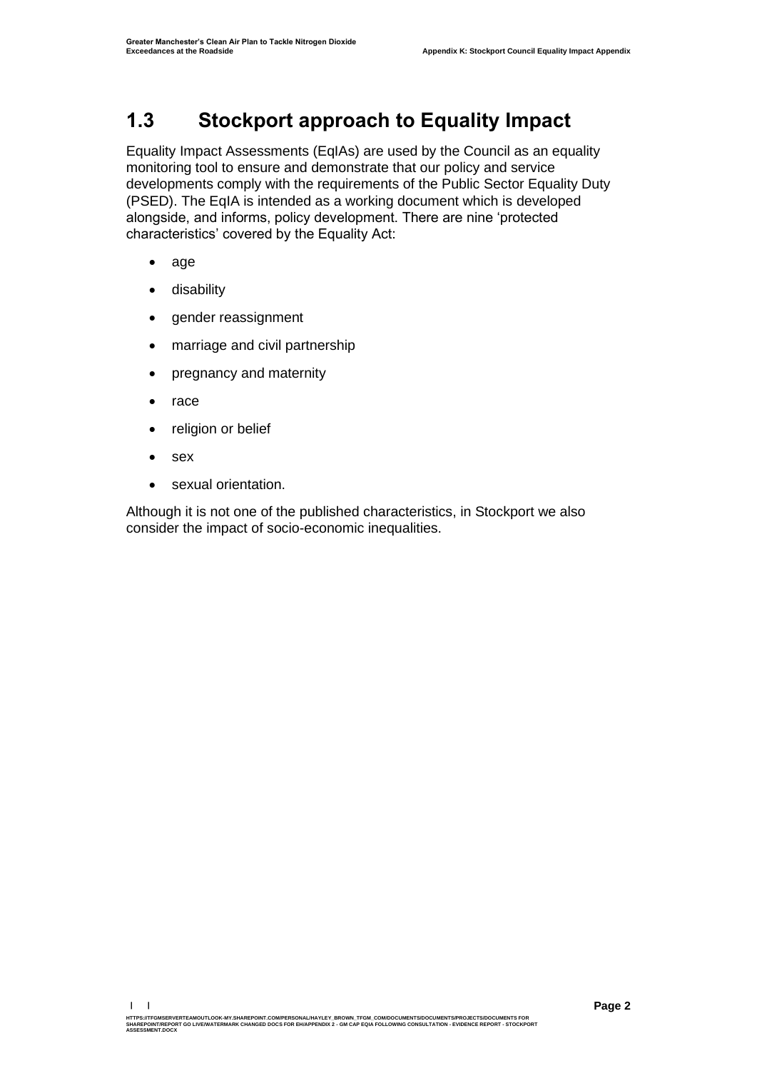## 1.3 Stockport approach to Equality Impact

Equality Impact Assessments (EqIAs) are used by the Council as an equality monitoring tool to ensure and demonstrate that our policy and service developments comply with the requirements of the Public Sector Equality Duty (PSED). The EqIA is intended as a working document which is developed alongside, and informs, policy development. There are nine 'protected characteristics' covered by the Equality Act:

- age
- disability
- gender reassignment
- marriage and civil partnership
- pregnancy and maternity
- race
- religion or belief
- sex
- sexual orientation.

Although it is not one of the published characteristics, in Stockport we also consider the impact of socio-economic inequalities.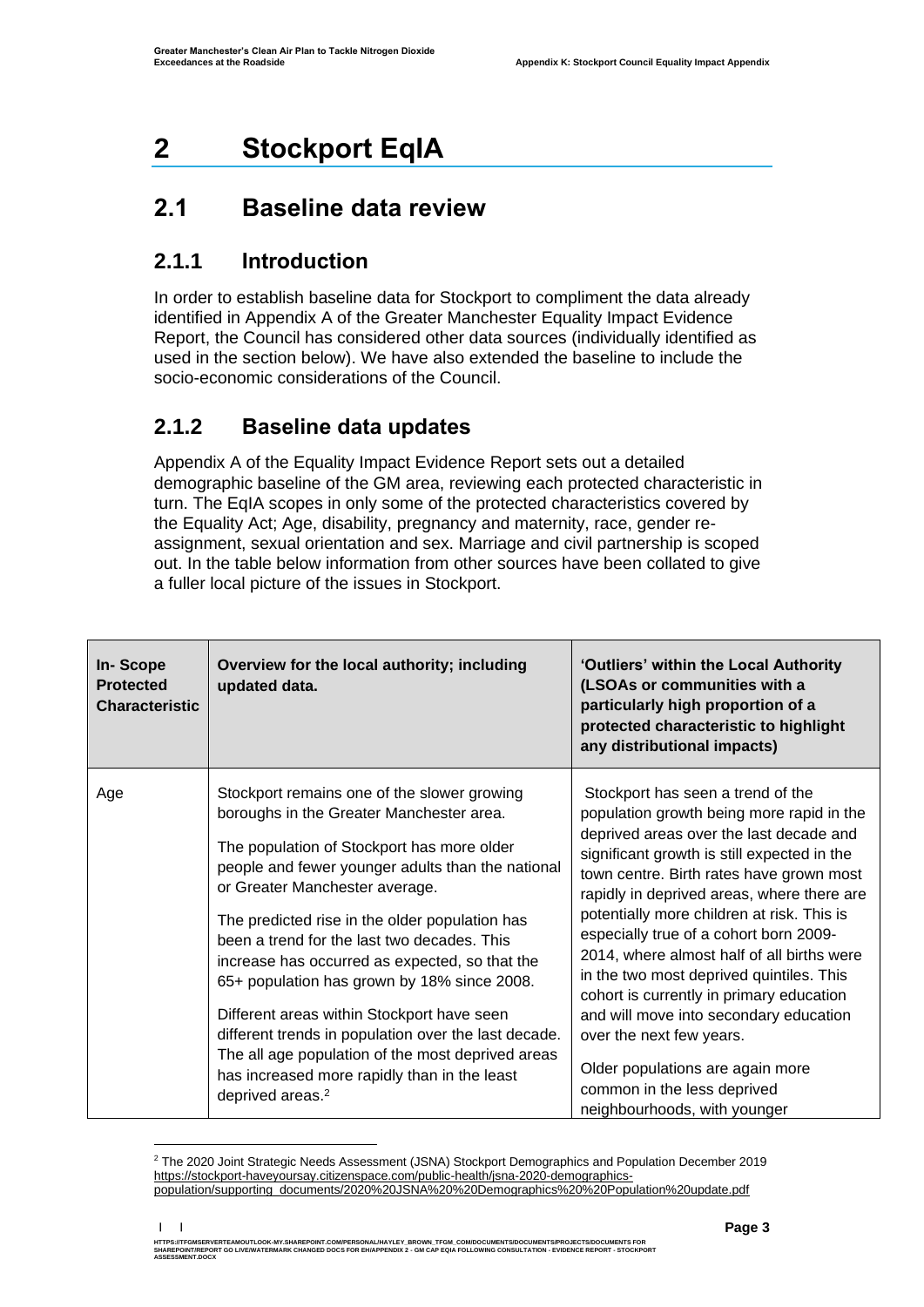# 2 Stockport EqIA

## 2.1 Baseline data review

### 2.1.1 Introduction

In order to establish baseline data for Stockport to compliment the data already identified in Appendix A of the Greater Manchester Equality Impact Evidence Report, the Council has considered other data sources (individually identified as used in the section below). We have also extended the baseline to include the socio-economic considerations of the Council.

### 2.1.2 Baseline data updates

Appendix A of the Equality Impact Evidence Report sets out a detailed demographic baseline of the GM area, reviewing each protected characteristic in turn. The EqIA scopes in only some of the protected characteristics covered by the Equality Act; Age, disability, pregnancy and maternity, race, gender re-assignment, sexual orientation and sex. Marriage and civil partnership is scoped out. In the table below information from other sources have been collated to give a fuller local picture of the issues in Stockport.

| In- Scope Protected Characteristic | Overview for the local authority; including updated data. | 'Outliers' within the Local Authority (LSOAs or communities with a particularly high proportion of a protected characteristic to highlight any distributional impacts) |
|---|---|---|
| Age | Stockport remains one of the slower growing boroughs in the Greater Manchester area.<br><br>The population of Stockport has more older people and fewer younger adults than the national or Greater Manchester average.<br><br>The predicted rise in the older population has been a trend for the last two decades. This increase has occurred as expected, so that the 65+ population has grown by 18% since 2008.<br><br>Different areas within Stockport have seen different trends in population over the last decade. The all age population of the most deprived areas has increased more rapidly than in the least deprived areas.[2] | Stockport has seen a trend of the population growth being more rapid in the deprived areas over the last decade and significant growth is still expected in the town centre. Birth rates have grown most rapidly in deprived areas, where there are potentially more children at risk. This is especially true of a cohort born 2009-2014, where almost half of all births were in the two most deprived quintiles. This cohort is currently in primary education and will move into secondary education over the next few years.<br><br>Older populations are again more common in the less deprived neighbourhoods, with younger |

[2] The 2020 Joint Strategic Needs Assessment (JSNA) Stockport Demographics and Population December 2019 https://stockport-haveyoursay.citizenspace.com/public-health/jsna-2020-demographics-population/supporting_documents/2020%20JSNA%20%20Demographics%20%20Population%20update.pdf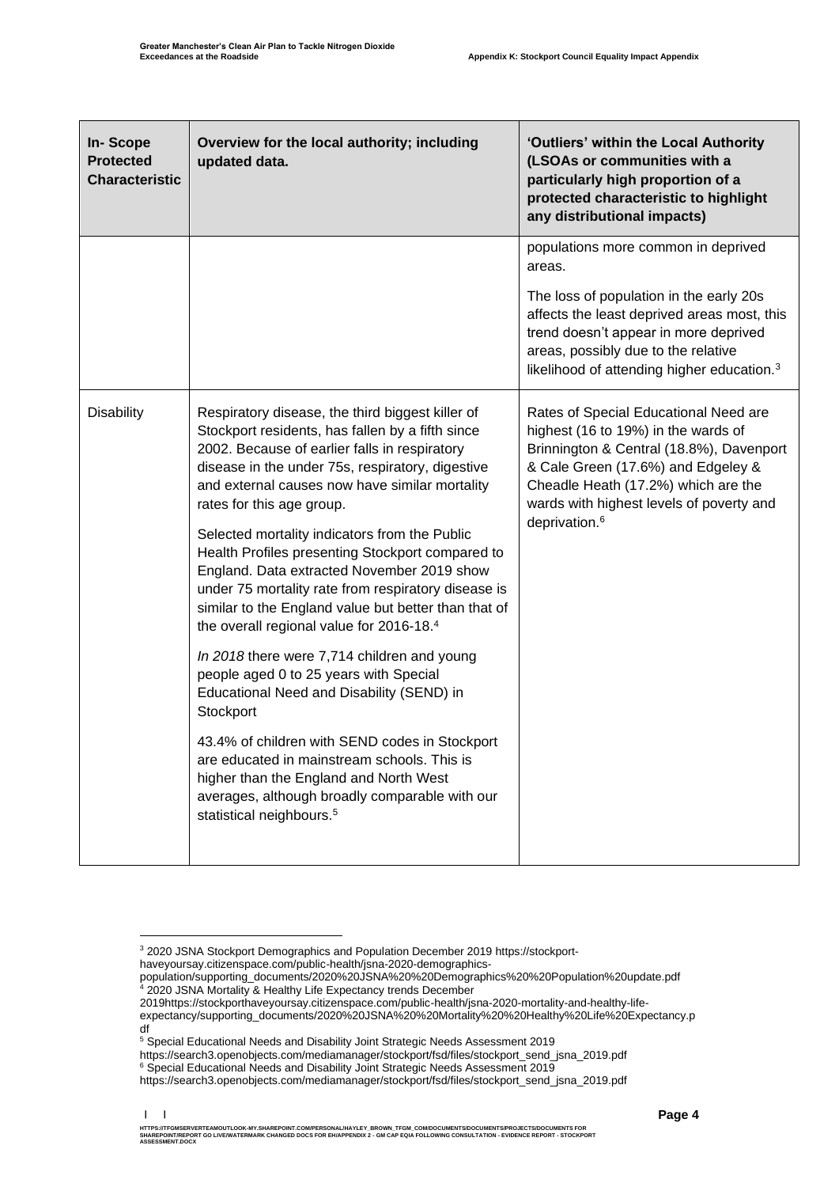| In- Scope Protected Characteristic | Overview for the local authority; including updated data. | 'Outliers' within the Local Authority (LSOAs or communities with a particularly high proportion of a protected characteristic to highlight any distributional impacts) |
|---|---|---|
| | | populations more common in deprived areas.<br><br>The loss of population in the early 20s affects the least deprived areas most, this trend doesn't appear in more deprived areas, possibly due to the relative likelihood of attending higher education.[3] |
| Disability | Respiratory disease, the third biggest killer of Stockport residents, has fallen by a fifth since 2002. Because of earlier falls in respiratory disease in the under 75s, respiratory, digestive and external causes now have similar mortality rates for this age group.<br><br>Selected mortality indicators from the Public Health Profiles presenting Stockport compared to England. Data extracted November 2019 show under 75 mortality rate from respiratory disease is similar to the England value but better than that of the overall regional value for 2016-18.[4]<br><br>*In 2018* there were 7,714 children and young people aged 0 to 25 years with Special Educational Need and Disability (SEND) in Stockport<br><br>43.4% of children with SEND codes in Stockport are educated in mainstream schools. This is higher than the England and North West averages, although broadly comparable with our statistical neighbours.[5] | Rates of Special Educational Need are highest (16 to 19%) in the wards of Brinnington & Central (18.8%), Davenport & Cale Green (17.6%) and Edgeley & Cheadle Heath (17.2%) which are the wards with highest levels of poverty and deprivation.[6] |

[3] 2020 JSNA Stockport Demographics and Population December 2019 https://stockport-haveyoursay.citizenspace.com/public-health/jsna-2020-demographics-population/supporting_documents/2020%20JSNA%20%20Demographics%20%20Population%20update.pdf

[4] 2020 JSNA Mortality & Healthy Life Expectancy trends December 2019https://stockporthaveyoursay.citizenspace.com/public-health/jsna-2020-mortality-and-healthy-life-expectancy/supporting_documents/2020%20JSNA%20%20Mortality%20%20Healthy%20Life%20Expectancy.pdf

[5] Special Educational Needs and Disability Joint Strategic Needs Assessment 2019 https://search3.openobjects.com/mediamanager/stockport/fsd/files/stockport_send_jsna_2019.pdf

[6] Special Educational Needs and Disability Joint Strategic Needs Assessment 2019 https://search3.openobjects.com/mediamanager/stockport/fsd/files/stockport_send_jsna_2019.pdf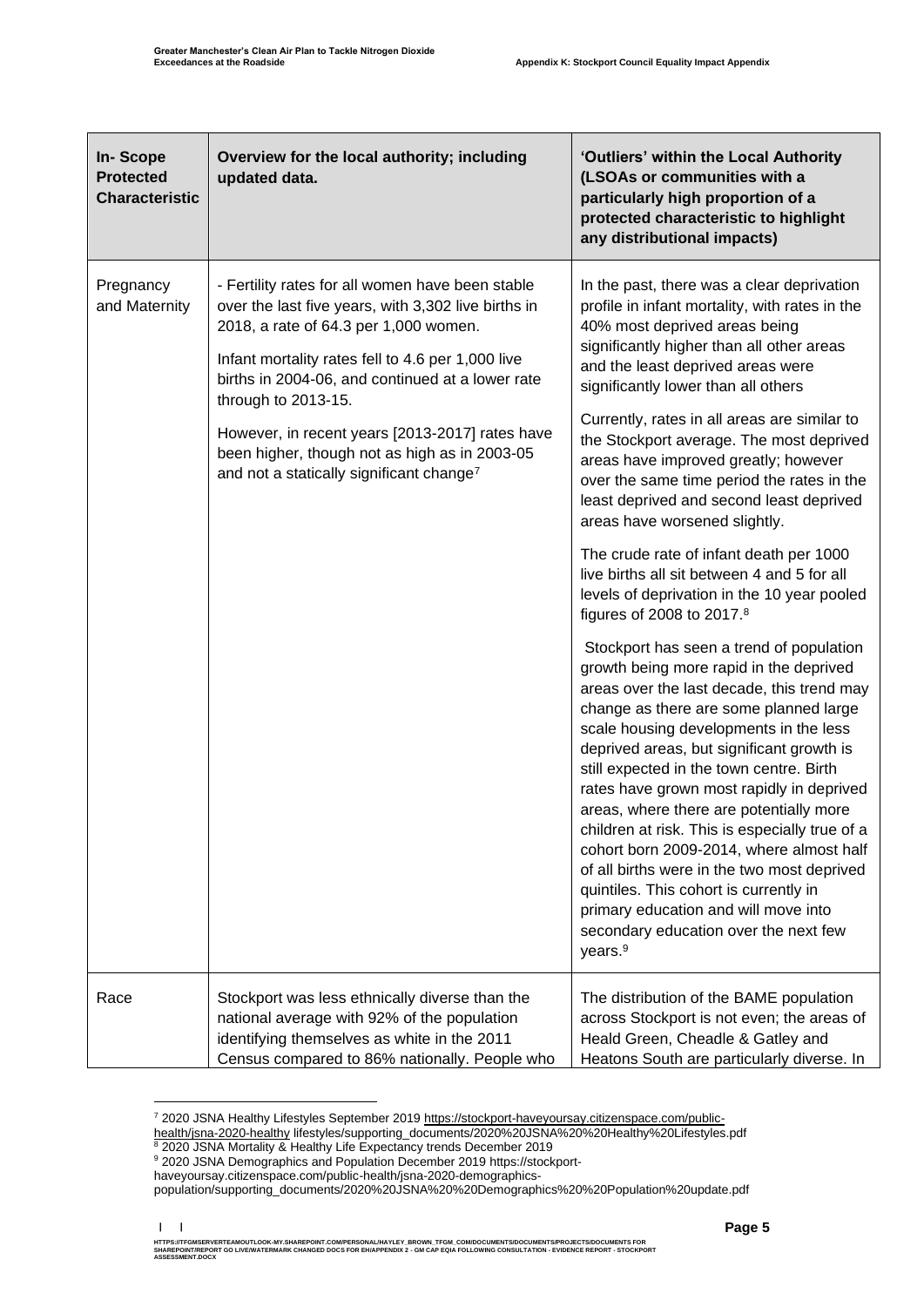| In- Scope Protected Characteristic | Overview for the local authority; including updated data. | 'Outliers' within the Local Authority (LSOAs or communities with a particularly high proportion of a protected characteristic to highlight any distributional impacts) |
|---|---|---|
| Pregnancy and Maternity | - Fertility rates for all women have been stable over the last five years, with 3,302 live births in 2018, a rate of 64.3 per 1,000 women.<br><br>Infant mortality rates fell to 4.6 per 1,000 live births in 2004-06, and continued at a lower rate through to 2013-15.<br><br>However, in recent years [2013-2017] rates have been higher, though not as high as in 2003-05 and not a statically significant change[7] | In the past, there was a clear deprivation profile in infant mortality, with rates in the 40% most deprived areas being significantly higher than all other areas and the least deprived areas were significantly lower than all others<br><br>Currently, rates in all areas are similar to the Stockport average. The most deprived areas have improved greatly; however over the same time period the rates in the least deprived and second least deprived areas have worsened slightly.<br><br>The crude rate of infant death per 1000 live births all sit between 4 and 5 for all levels of deprivation in the 10 year pooled figures of 2008 to 2017.[8]<br><br>Stockport has seen a trend of population growth being more rapid in the deprived areas over the last decade, this trend may change as there are some planned large scale housing developments in the less deprived areas, but significant growth is still expected in the town centre. Birth rates have grown most rapidly in deprived areas, where there are potentially more children at risk. This is especially true of a cohort born 2009-2014, where almost half of all births were in the two most deprived quintiles. This cohort is currently in primary education and will move into secondary education over the next few years.[9] |
| Race | Stockport was less ethnically diverse than the national average with 92% of the population identifying themselves as white in the 2011 Census compared to 86% nationally. People who | The distribution of the BAME population across Stockport is not even; the areas of Heald Green, Cheadle & Gatley and Heatons South are particularly diverse. In |

[7] 2020 JSNA Healthy Lifestyles September 2019 https://stockport-haveyoursay.citizenspace.com/public-health/jsna-2020-healthy lifestyles/supporting_documents/2020%20JSNA%20%20Healthy%20Lifestyles.pdf

[8] 2020 JSNA Mortality & Healthy Life Expectancy trends December 2019

[9] 2020 JSNA Demographics and Population December 2019 https://stockport-haveyoursay.citizenspace.com/public-health/jsna-2020-demographics-population/supporting_documents/2020%20JSNA%20%20Demographics%20%20Population%20update.pdf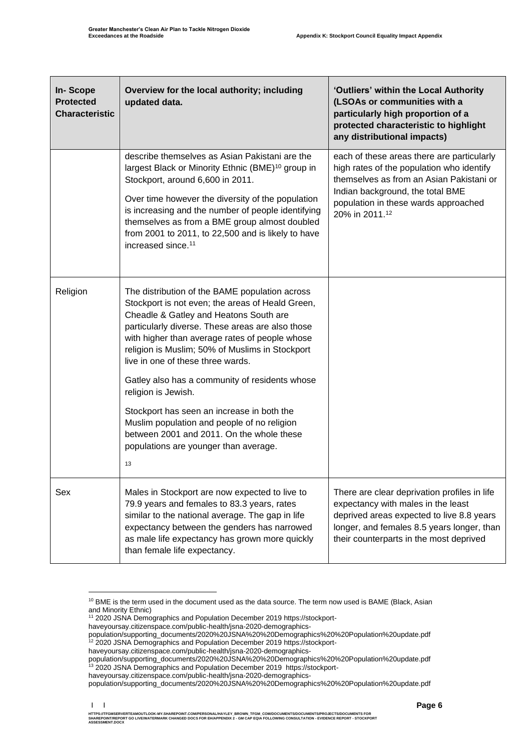| In- Scope Protected Characteristic | Overview for the local authority; including updated data. | 'Outliers' within the Local Authority (LSOAs or communities with a particularly high proportion of a protected characteristic to highlight any distributional impacts) |
|---|---|---|
| | describe themselves as Asian Pakistani are the largest Black or Minority Ethnic (BME)[10] group in Stockport, around 6,600 in 2011.<br><br>Over time however the diversity of the population is increasing and the number of people identifying themselves as from a BME group almost doubled from 2001 to 2011, to 22,500 and is likely to have increased since.[11] | each of these areas there are particularly high rates of the population who identify themselves as from an Asian Pakistani or Indian background, the total BME population in these wards approached 20% in 2011.[12] |
| Religion | The distribution of the BAME population across Stockport is not even; the areas of Heald Green, Cheadle & Gatley and Heatons South are particularly diverse. These areas are also those with higher than average rates of people whose religion is Muslim; 50% of Muslims in Stockport live in one of these three wards.<br><br>Gatley also has a community of residents whose religion is Jewish.<br><br>Stockport has seen an increase in both the Muslim population and people of no religion between 2001 and 2011. On the whole these populations are younger than average.<br><br>[13] | |
| Sex | Males in Stockport are now expected to live to 79.9 years and females to 83.3 years, rates similar to the national average. The gap in life expectancy between the genders has narrowed as male life expectancy has grown more quickly than female life expectancy. | There are clear deprivation profiles in life expectancy with males in the least deprived areas expected to live 8.8 years longer, and females 8.5 years longer, than their counterparts in the most deprived |

[10] BME is the term used in the document used as the data source. The term now used is BAME (Black, Asian and Minority Ethnic)

[11] 2020 JSNA Demographics and Population December 2019 https://stockport-haveyoursay.citizenspace.com/public-health/jsna-2020-demographics-population/supporting_documents/2020%20JSNA%20%20Demographics%20%20Population%20update.pdf

[12] 2020 JSNA Demographics and Population December 2019 https://stockport-haveyoursay.citizenspace.com/public-health/jsna-2020-demographics-population/supporting_documents/2020%20JSNA%20%20Demographics%20%20Population%20update.pdf

[13] 2020 JSNA Demographics and Population December 2019 https://stockport-haveyoursay.citizenspace.com/public-health/jsna-2020-demographics-population/supporting_documents/2020%20JSNA%20%20Demographics%20%20Population%20update.pdf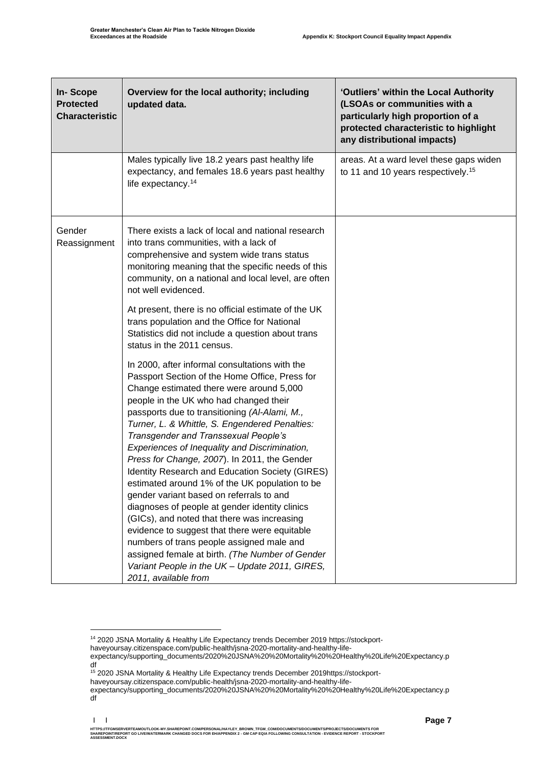| In- Scope Protected Characteristic | Overview for the local authority; including updated data. | 'Outliers' within the Local Authority (LSOAs or communities with a particularly high proportion of a protected characteristic to highlight any distributional impacts) |
|---|---|---|
| | Males typically live 18.2 years past healthy life expectancy, and females 18.6 years past healthy life expectancy.[14] | areas. At a ward level these gaps widen to 11 and 10 years respectively.[15] |
| Gender Reassignment | There exists a lack of local and national research into trans communities, with a lack of comprehensive and system wide trans status monitoring meaning that the specific needs of this community, on a national and local level, are often not well evidenced.<br><br>At present, there is no official estimate of the UK trans population and the Office for National Statistics did not include a question about trans status in the 2011 census.<br><br>In 2000, after informal consultations with the Passport Section of the Home Office, Press for Change estimated there were around 5,000 people in the UK who had changed their passports due to transitioning *(Al-Alami, M., Turner, L. & Whittle, S. Engendered Penalties: Transgender and Transsexual People's Experiences of Inequality and Discrimination, Press for Change, 2007*). In 2011, the Gender Identity Research and Education Society (GIRES) estimated around 1% of the UK population to be gender variant based on referrals to and diagnoses of people at gender identity clinics (GICs), and noted that there was increasing evidence to suggest that there were equitable numbers of trans people assigned male and assigned female at birth. *(The Number of Gender Variant People in the UK – Update 2011, GIRES, 2011, available from* | |

[14] 2020 JSNA Mortality & Healthy Life Expectancy trends December 2019 https://stockport-haveyoursay.citizenspace.com/public-health/jsna-2020-mortality-and-healthy-life-expectancy/supporting_documents/2020%20JSNA%20%20Mortality%20%20Healthy%20Life%20Expectancy.pdf

[15] 2020 JSNA Mortality & Healthy Life Expectancy trends December 2019https://stockport-haveyoursay.citizenspace.com/public-health/jsna-2020-mortality-and-healthy-life-expectancy/supporting_documents/2020%20JSNA%20%20Mortality%20%20Healthy%20Life%20Expectancy.pdf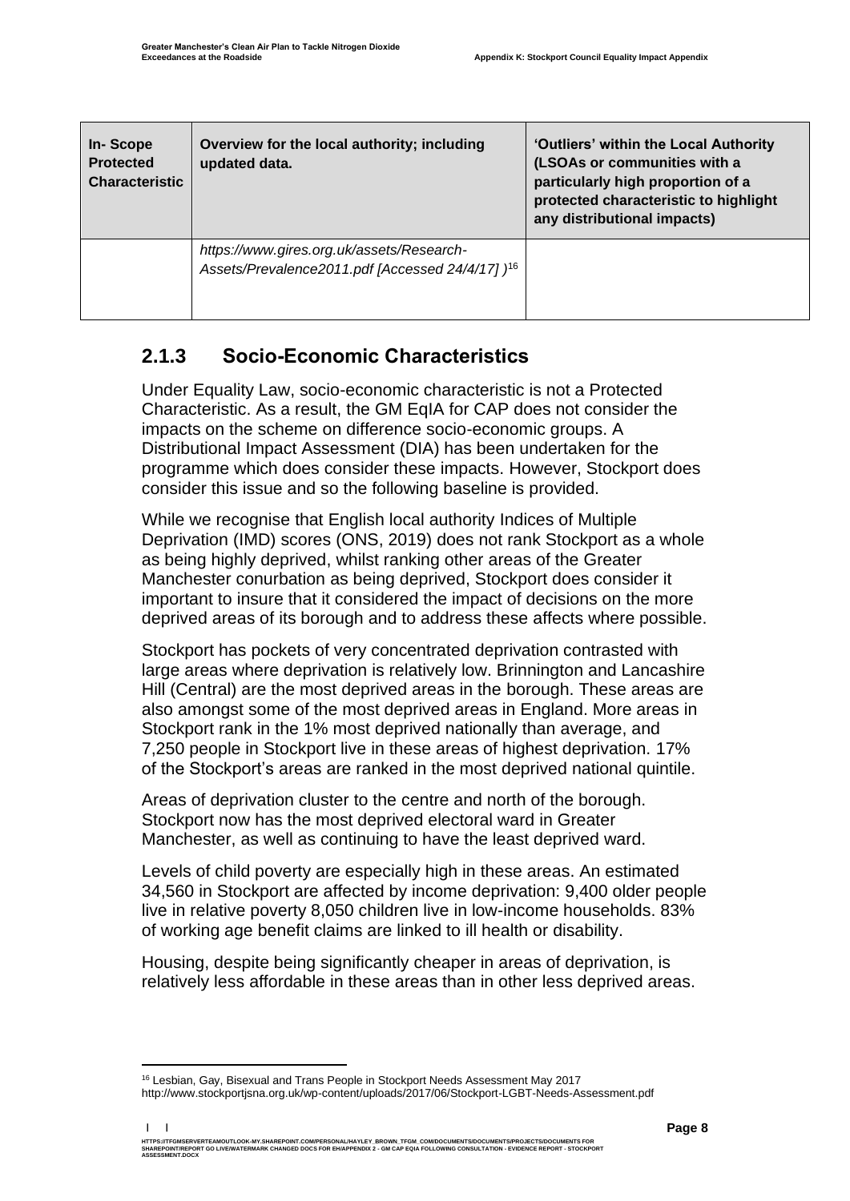| In- Scope Protected Characteristic | Overview for the local authority; including updated data. | 'Outliers' within the Local Authority (LSOAs or communities with a particularly high proportion of a protected characteristic to highlight any distributional impacts) |
|---|---|---|
| | *https://www.gires.org.uk/assets/Research-Assets/Prevalence2011.pdf [Accessed 24/4/17] )*[16] | |

### 2.1.3 Socio-Economic Characteristics

Under Equality Law, socio-economic characteristic is not a Protected Characteristic. As a result, the GM EqIA for CAP does not consider the impacts on the scheme on difference socio-economic groups. A Distributional Impact Assessment (DIA) has been undertaken for the programme which does consider these impacts. However, Stockport does consider this issue and so the following baseline is provided.

While we recognise that English local authority Indices of Multiple Deprivation (IMD) scores (ONS, 2019) does not rank Stockport as a whole as being highly deprived, whilst ranking other areas of the Greater Manchester conurbation as being deprived, Stockport does consider it important to insure that it considered the impact of decisions on the more deprived areas of its borough and to address these affects where possible.

Stockport has pockets of very concentrated deprivation contrasted with large areas where deprivation is relatively low. Brinnington and Lancashire Hill (Central) are the most deprived areas in the borough. These areas are also amongst some of the most deprived areas in England. More areas in Stockport rank in the 1% most deprived nationally than average, and 7,250 people in Stockport live in these areas of highest deprivation. 17% of the Stockport's areas are ranked in the most deprived national quintile.

Areas of deprivation cluster to the centre and north of the borough. Stockport now has the most deprived electoral ward in Greater Manchester, as well as continuing to have the least deprived ward.

Levels of child poverty are especially high in these areas. An estimated 34,560 in Stockport are affected by income deprivation: 9,400 older people live in relative poverty 8,050 children live in low-income households. 83% of working age benefit claims are linked to ill health or disability.

Housing, despite being significantly cheaper in areas of deprivation, is relatively less affordable in these areas than in other less deprived areas.

[16] Lesbian, Gay, Bisexual and Trans People in Stockport Needs Assessment May 2017 http://www.stockportjsna.org.uk/wp-content/uploads/2017/06/Stockport-LGBT-Needs-Assessment.pdf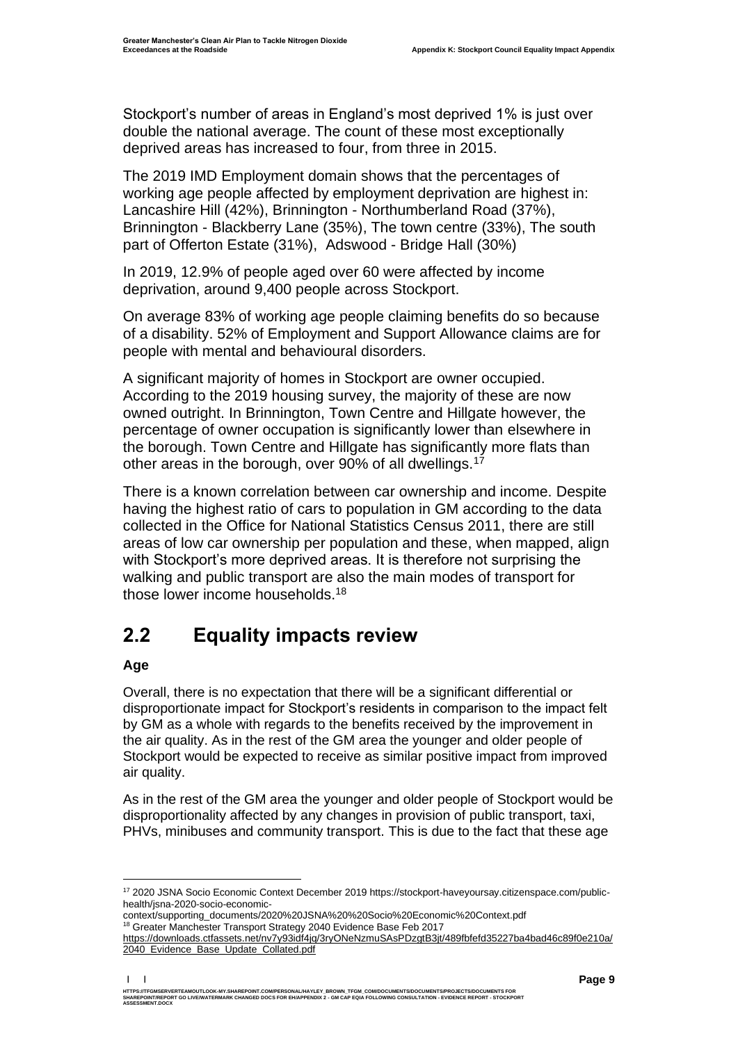Stockport's number of areas in England's most deprived 1% is just over double the national average. The count of these most exceptionally deprived areas has increased to four, from three in 2015.

The 2019 IMD Employment domain shows that the percentages of working age people affected by employment deprivation are highest in: Lancashire Hill (42%), Brinnington - Northumberland Road (37%), Brinnington - Blackberry Lane (35%), The town centre (33%), The south part of Offerton Estate (31%), Adswood - Bridge Hall (30%)

In 2019, 12.9% of people aged over 60 were affected by income deprivation, around 9,400 people across Stockport.

On average 83% of working age people claiming benefits do so because of a disability. 52% of Employment and Support Allowance claims are for people with mental and behavioural disorders.

A significant majority of homes in Stockport are owner occupied. According to the 2019 housing survey, the majority of these are now owned outright. In Brinnington, Town Centre and Hillgate however, the percentage of owner occupation is significantly lower than elsewhere in the borough. Town Centre and Hillgate has significantly more flats than other areas in the borough, over 90% of all dwellings.[17]

There is a known correlation between car ownership and income. Despite having the highest ratio of cars to population in GM according to the data collected in the Office for National Statistics Census 2011, there are still areas of low car ownership per population and these, when mapped, align with Stockport's more deprived areas. It is therefore not surprising the walking and public transport are also the main modes of transport for those lower income households.[18]

## 2.2 Equality impacts review

**Age**

Overall, there is no expectation that there will be a significant differential or disproportionate impact for Stockport's residents in comparison to the impact felt by GM as a whole with regards to the benefits received by the improvement in the air quality. As in the rest of the GM area the younger and older people of Stockport would be expected to receive as similar positive impact from improved air quality.

As in the rest of the GM area the younger and older people of Stockport would be disproportionality affected by any changes in provision of public transport, taxi, PHVs, minibuses and community transport. This is due to the fact that these age

---

[17] 2020 JSNA Socio Economic Context December 2019 https://stockport-haveyoursay.citizenspace.com/public-health/jsna-2020-socio-economic-context/supporting_documents/2020%20JSNA%20%20Socio%20Economic%20Context.pdf

[18] Greater Manchester Transport Strategy 2040 Evidence Base Feb 2017 https://downloads.ctfassets.net/nv7y93idf4jq/3ryONeNzmuSAsPDzgtB3jt/489fbfefd35227ba4bad46c89f0e210a/2040_Evidence_Base_Update_Collated.pdf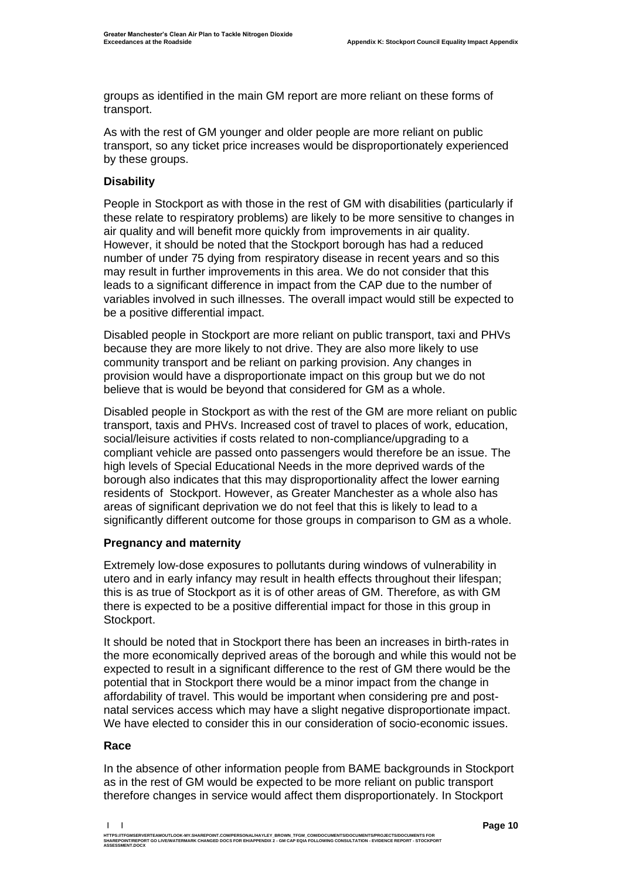groups as identified in the main GM report are more reliant on these forms of transport.

As with the rest of GM younger and older people are more reliant on public transport, so any ticket price increases would be disproportionately experienced by these groups.

### Disability

People in Stockport as with those in the rest of GM with disabilities (particularly if these relate to respiratory problems) are likely to be more sensitive to changes in air quality and will benefit more quickly from improvements in air quality. However, it should be noted that the Stockport borough has had a reduced number of under 75 dying from respiratory disease in recent years and so this may result in further improvements in this area. We do not consider that this leads to a significant difference in impact from the CAP due to the number of variables involved in such illnesses. The overall impact would still be expected to be a positive differential impact.

Disabled people in Stockport are more reliant on public transport, taxi and PHVs because they are more likely to not drive. They are also more likely to use community transport and be reliant on parking provision. Any changes in provision would have a disproportionate impact on this group but we do not believe that is would be beyond that considered for GM as a whole.

Disabled people in Stockport as with the rest of the GM are more reliant on public transport, taxis and PHVs. Increased cost of travel to places of work, education, social/leisure activities if costs related to non-compliance/upgrading to a compliant vehicle are passed onto passengers would therefore be an issue. The high levels of Special Educational Needs in the more deprived wards of the borough also indicates that this may disproportionality affect the lower earning residents of Stockport. However, as Greater Manchester as a whole also has areas of significant deprivation we do not feel that this is likely to lead to a significantly different outcome for those groups in comparison to GM as a whole.

### Pregnancy and maternity

Extremely low-dose exposures to pollutants during windows of vulnerability in utero and in early infancy may result in health effects throughout their lifespan; this is as true of Stockport as it is of other areas of GM. Therefore, as with GM there is expected to be a positive differential impact for those in this group in Stockport.

It should be noted that in Stockport there has been an increases in birth-rates in the more economically deprived areas of the borough and while this would not be expected to result in a significant difference to the rest of GM there would be the potential that in Stockport there would be a minor impact from the change in affordability of travel. This would be important when considering pre and post-natal services access which may have a slight negative disproportionate impact. We have elected to consider this in our consideration of socio-economic issues.

### Race

In the absence of other information people from BAME backgrounds in Stockport as in the rest of GM would be expected to be more reliant on public transport therefore changes in service would affect them disproportionately. In Stockport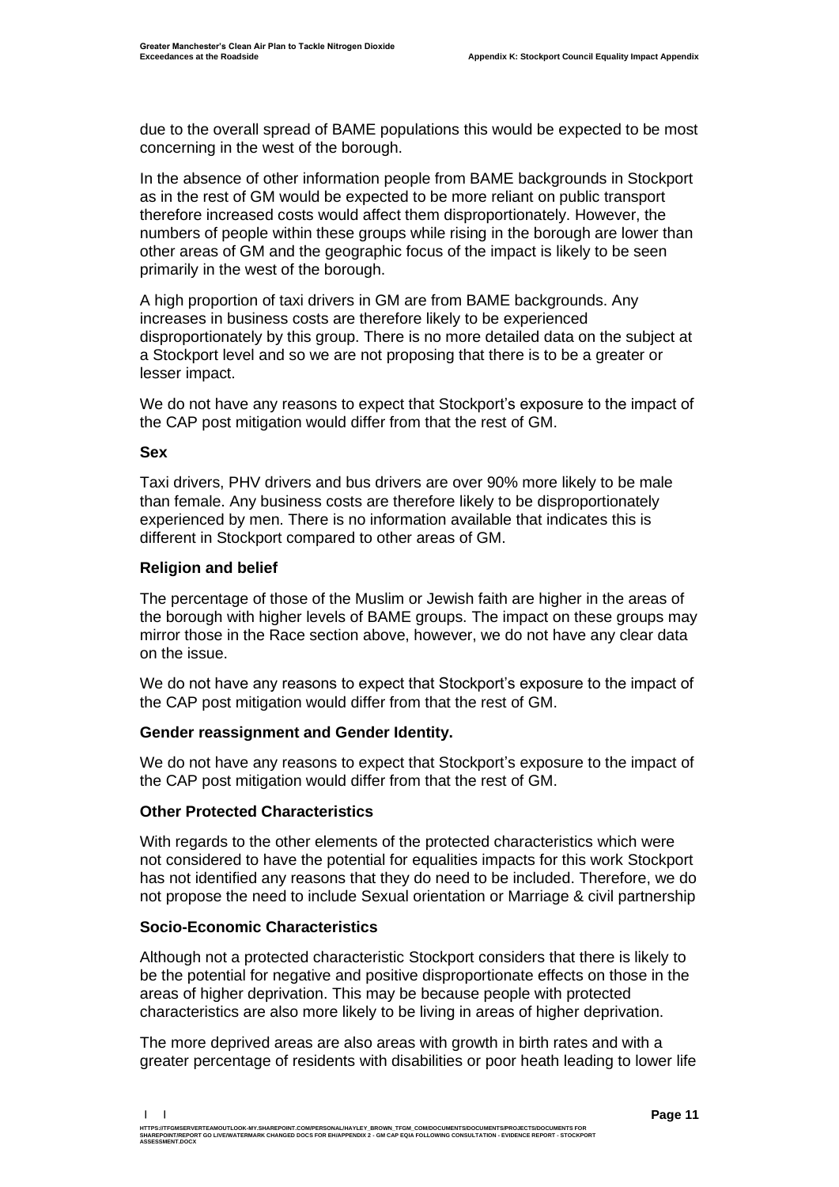due to the overall spread of BAME populations this would be expected to be most concerning in the west of the borough.

In the absence of other information people from BAME backgrounds in Stockport as in the rest of GM would be expected to be more reliant on public transport therefore increased costs would affect them disproportionately. However, the numbers of people within these groups while rising in the borough are lower than other areas of GM and the geographic focus of the impact is likely to be seen primarily in the west of the borough.

A high proportion of taxi drivers in GM are from BAME backgrounds. Any increases in business costs are therefore likely to be experienced disproportionately by this group. There is no more detailed data on the subject at a Stockport level and so we are not proposing that there is to be a greater or lesser impact.

We do not have any reasons to expect that Stockport's exposure to the impact of the CAP post mitigation would differ from that the rest of GM.

**Sex**

Taxi drivers, PHV drivers and bus drivers are over 90% more likely to be male than female. Any business costs are therefore likely to be disproportionately experienced by men. There is no information available that indicates this is different in Stockport compared to other areas of GM.

**Religion and belief**

The percentage of those of the Muslim or Jewish faith are higher in the areas of the borough with higher levels of BAME groups. The impact on these groups may mirror those in the Race section above, however, we do not have any clear data on the issue.

We do not have any reasons to expect that Stockport's exposure to the impact of the CAP post mitigation would differ from that the rest of GM.

**Gender reassignment and Gender Identity.**

We do not have any reasons to expect that Stockport's exposure to the impact of the CAP post mitigation would differ from that the rest of GM.

**Other Protected Characteristics**

With regards to the other elements of the protected characteristics which were not considered to have the potential for equalities impacts for this work Stockport has not identified any reasons that they do need to be included. Therefore, we do not propose the need to include Sexual orientation or Marriage & civil partnership

**Socio-Economic Characteristics**

Although not a protected characteristic Stockport considers that there is likely to be the potential for negative and positive disproportionate effects on those in the areas of higher deprivation. This may be because people with protected characteristics are also more likely to be living in areas of higher deprivation.

The more deprived areas are also areas with growth in birth rates and with a greater percentage of residents with disabilities or poor heath leading to lower life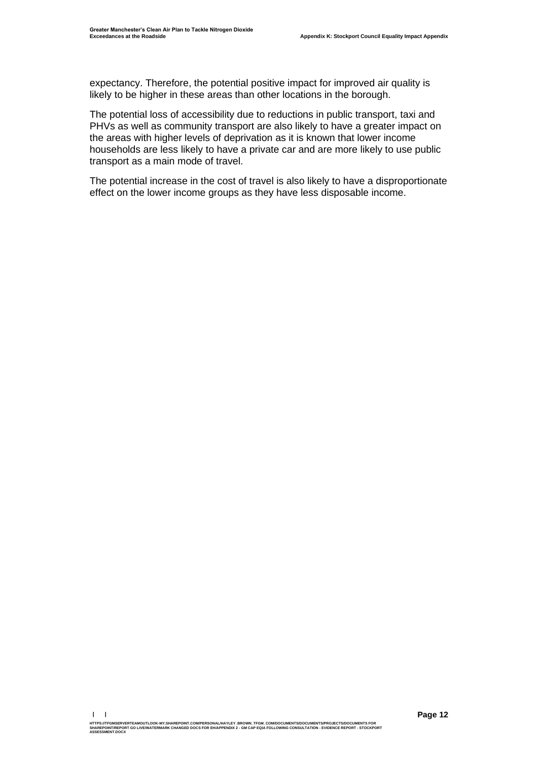expectancy. Therefore, the potential positive impact for improved air quality is likely to be higher in these areas than other locations in the borough.

The potential loss of accessibility due to reductions in public transport, taxi and PHVs as well as community transport are also likely to have a greater impact on the areas with higher levels of deprivation as it is known that lower income households are less likely to have a private car and are more likely to use public transport as a main mode of travel.

The potential increase in the cost of travel is also likely to have a disproportionate effect on the lower income groups as they have less disposable income.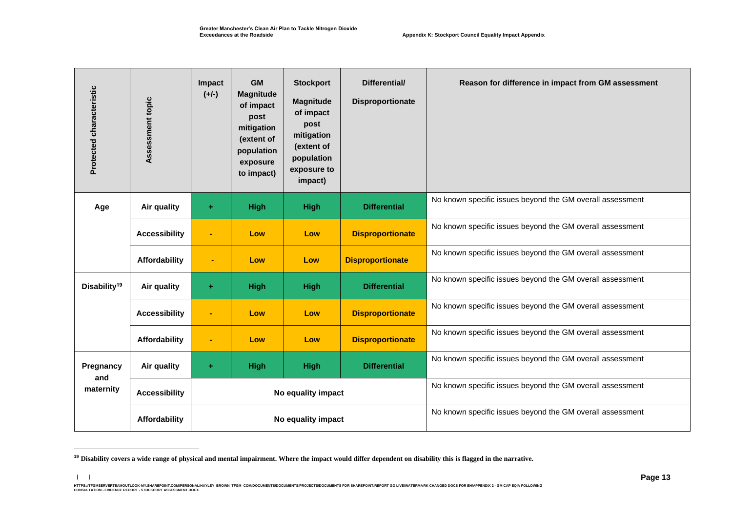| Protected characteristic | Assessment topic | Impact (+/-) | GM Magnitude of impact post mitigation (extent of population exposure to impact) | Stockport Magnitude of impact post mitigation (extent of population exposure to impact) | Differential/ Disproportionate | Reason for difference in impact from GM assessment |
|---|---|---|---|---|---|---|
| **Age** | **Air quality** | + | **High** | **High** | **Differential** | No known specific issues beyond the GM overall assessment |
| | **Accessibility** | - | **Low** | **Low** | **Disproportionate** | No known specific issues beyond the GM overall assessment |
| | **Affordability** | - | **Low** | **Low** | **Disproportionate** | No known specific issues beyond the GM overall assessment |
| **Disability**[19] | **Air quality** | + | **High** | **High** | **Differential** | No known specific issues beyond the GM overall assessment |
| | **Accessibility** | - | **Low** | **Low** | **Disproportionate** | No known specific issues beyond the GM overall assessment |
| | **Affordability** | - | **Low** | **Low** | **Disproportionate** | No known specific issues beyond the GM overall assessment |
| **Pregnancy and maternity** | **Air quality** | + | **High** | **High** | **Differential** | No known specific issues beyond the GM overall assessment |
| | **Accessibility** | **No equality impact** | | | | No known specific issues beyond the GM overall assessment |
| | **Affordability** | **No equality impact** | | | | No known specific issues beyond the GM overall assessment |

[19] **Disability covers a wide range of physical and mental impairment. Where the impact would differ dependent on disability this is flagged in the narrative.**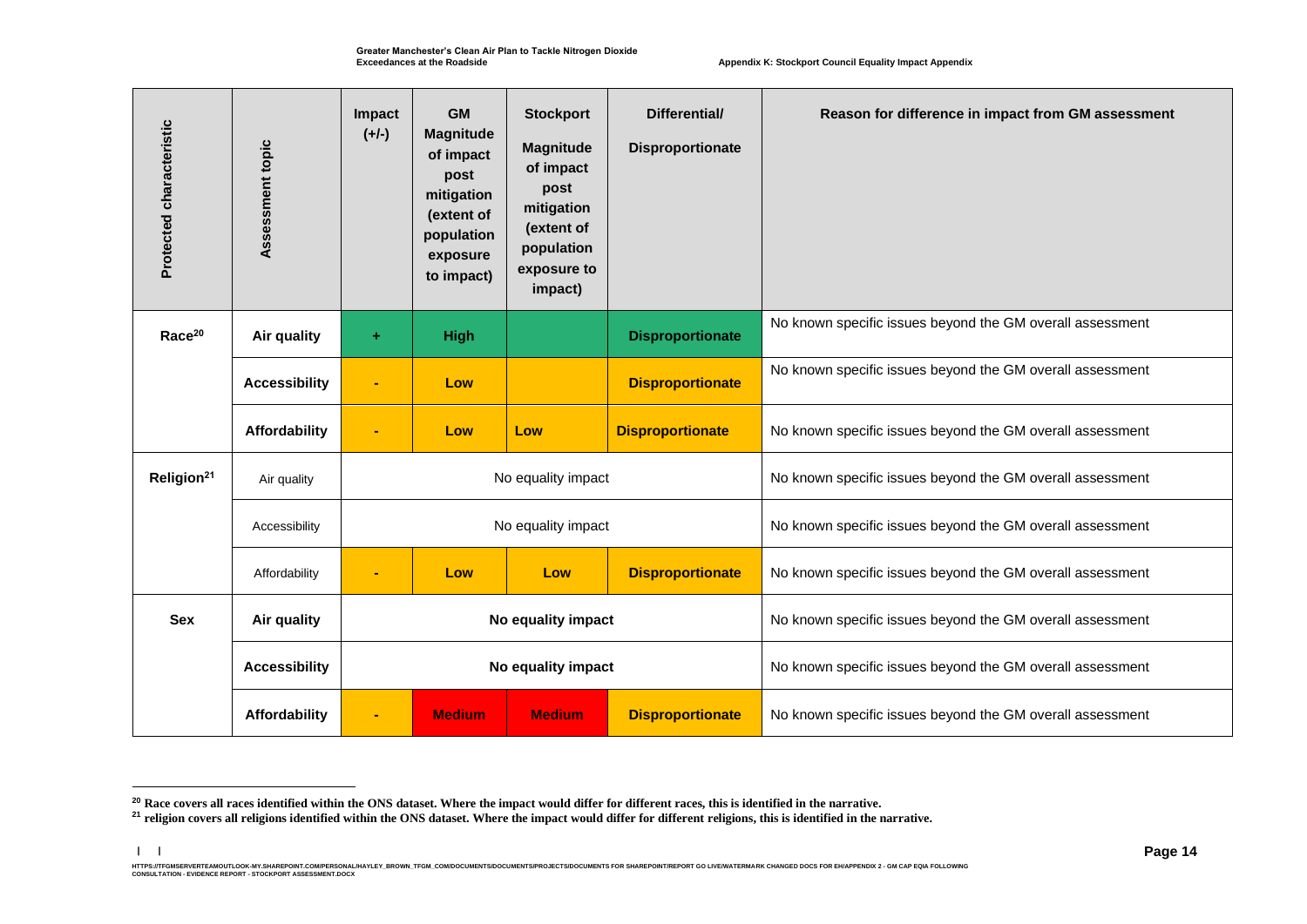| Protected characteristic | Assessment topic | Impact (+/-) | GM Magnitude of impact post mitigation (extent of population exposure to impact) | Stockport Magnitude of impact post mitigation (extent of population exposure to impact) | Differential/ Disproportionate | Reason for difference in impact from GM assessment |
|---|---|---|---|---|---|---|
| **Race**[20] | **Air quality** | + | **High** | | **Disproportionate** | No known specific issues beyond the GM overall assessment |
| | **Accessibility** | - | **Low** | | **Disproportionate** | No known specific issues beyond the GM overall assessment |
| | **Affordability** | - | **Low** | **Low** | **Disproportionate** | No known specific issues beyond the GM overall assessment |
| **Religion**[21] | Air quality | No equality impact | | | | No known specific issues beyond the GM overall assessment |
| | Accessibility | No equality impact | | | | No known specific issues beyond the GM overall assessment |
| | Affordability | - | **Low** | **Low** | **Disproportionate** | No known specific issues beyond the GM overall assessment |
| **Sex** | **Air quality** | **No equality impact** | | | | No known specific issues beyond the GM overall assessment |
| | **Accessibility** | **No equality impact** | | | | No known specific issues beyond the GM overall assessment |
| | **Affordability** | - | **Medium** | **Medium** | **Disproportionate** | No known specific issues beyond the GM overall assessment |

[20] **Race covers all races identified within the ONS dataset. Where the impact would differ for different races, this is identified in the narrative.**

[21] **religion covers all religions identified within the ONS dataset. Where the impact would differ for different religions, this is identified in the narrative.**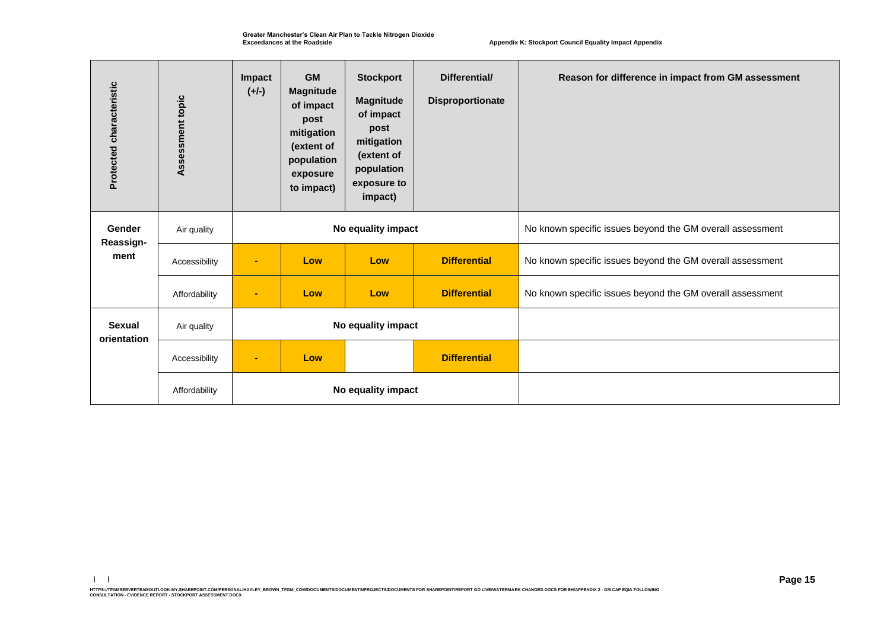| Protected characteristic | Assessment topic | Impact (+/-) | GM Magnitude of impact post mitigation (extent of population exposure to impact) | Stockport Magnitude of impact post mitigation (extent of population exposure to impact) | Differential/ Disproportionate | Reason for difference in impact from GM assessment |
|---|---|---|---|---|---|---|
| **Gender Reassign-ment** | Air quality | No equality impact | | | | No known specific issues beyond the GM overall assessment |
| | Accessibility | - | **Low** | **Low** | **Differential** | No known specific issues beyond the GM overall assessment |
| | Affordability | - | **Low** | **Low** | **Differential** | No known specific issues beyond the GM overall assessment |
| **Sexual orientation** | Air quality | No equality impact | | | | |
| | Accessibility | - | **Low** | | **Differential** | |
| | Affordability | No equality impact | | | | |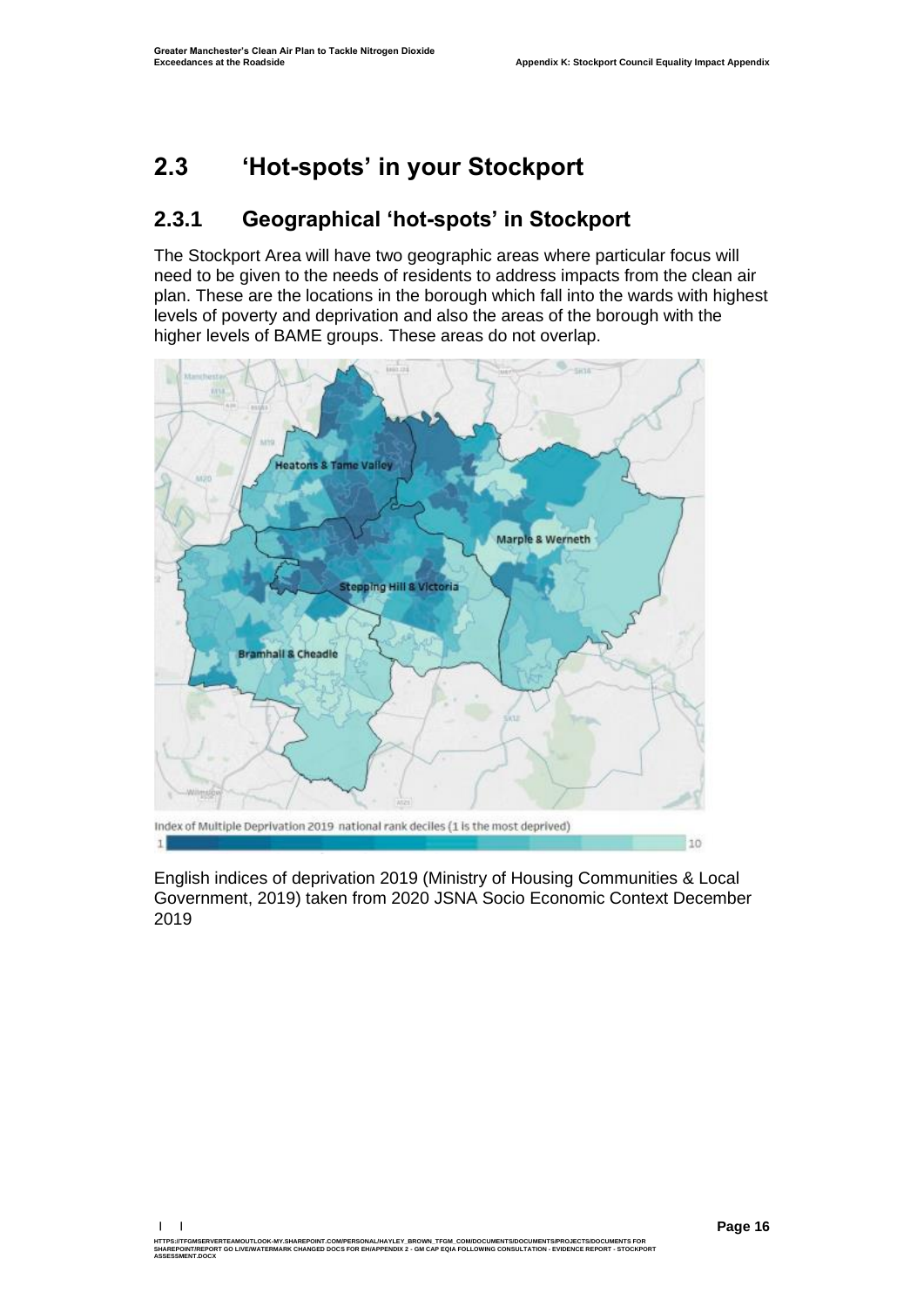## 2.3 'Hot-spots' in your Stockport

### 2.3.1 Geographical 'hot-spots' in Stockport

The Stockport Area will have two geographic areas where particular focus will need to be given to the needs of residents to address impacts from the clean air plan. These are the locations in the borough which fall into the wards with highest levels of poverty and deprivation and also the areas of the borough with the higher levels of BAME groups. These areas do not overlap.

Index of Multiple Deprivation 2019 national rank deciles (1 is the most deprived)

English indices of deprivation 2019 (Ministry of Housing Communities & Local Government, 2019) taken from 2020 JSNA Socio Economic Context December 2019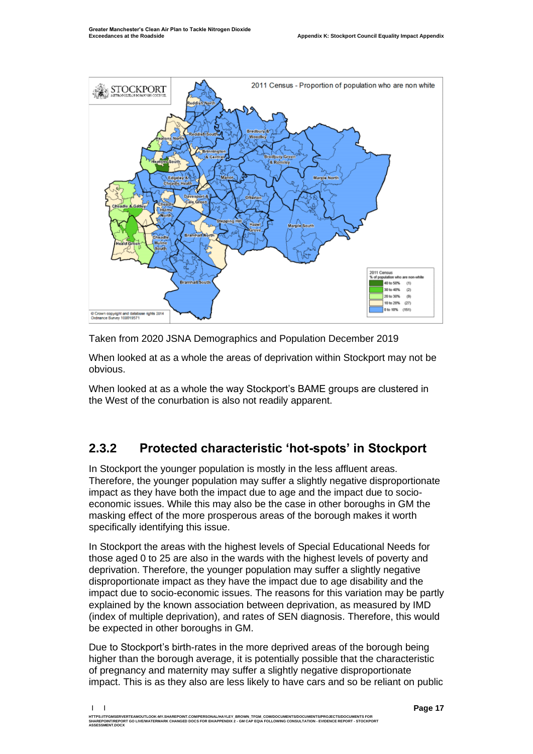Taken from 2020 JSNA Demographics and Population December 2019

When looked at as a whole the areas of deprivation within Stockport may not be obvious.

When looked at as a whole the way Stockport's BAME groups are clustered in the West of the conurbation is also not readily apparent.

### 2.3.2 Protected characteristic 'hot-spots' in Stockport

In Stockport the younger population is mostly in the less affluent areas. Therefore, the younger population may suffer a slightly negative disproportionate impact as they have both the impact due to age and the impact due to socio-economic issues. While this may also be the case in other boroughs in GM the masking effect of the more prosperous areas of the borough makes it worth specifically identifying this issue.

In Stockport the areas with the highest levels of Special Educational Needs for those aged 0 to 25 are also in the wards with the highest levels of poverty and deprivation. Therefore, the younger population may suffer a slightly negative disproportionate impact as they have the impact due to age disability and the impact due to socio-economic issues. The reasons for this variation may be partly explained by the known association between deprivation, as measured by IMD (index of multiple deprivation), and rates of SEN diagnosis. Therefore, this would be expected in other boroughs in GM.

Due to Stockport's birth-rates in the more deprived areas of the borough being higher than the borough average, it is potentially possible that the characteristic of pregnancy and maternity may suffer a slightly negative disproportionate impact. This is as they also are less likely to have cars and so be reliant on public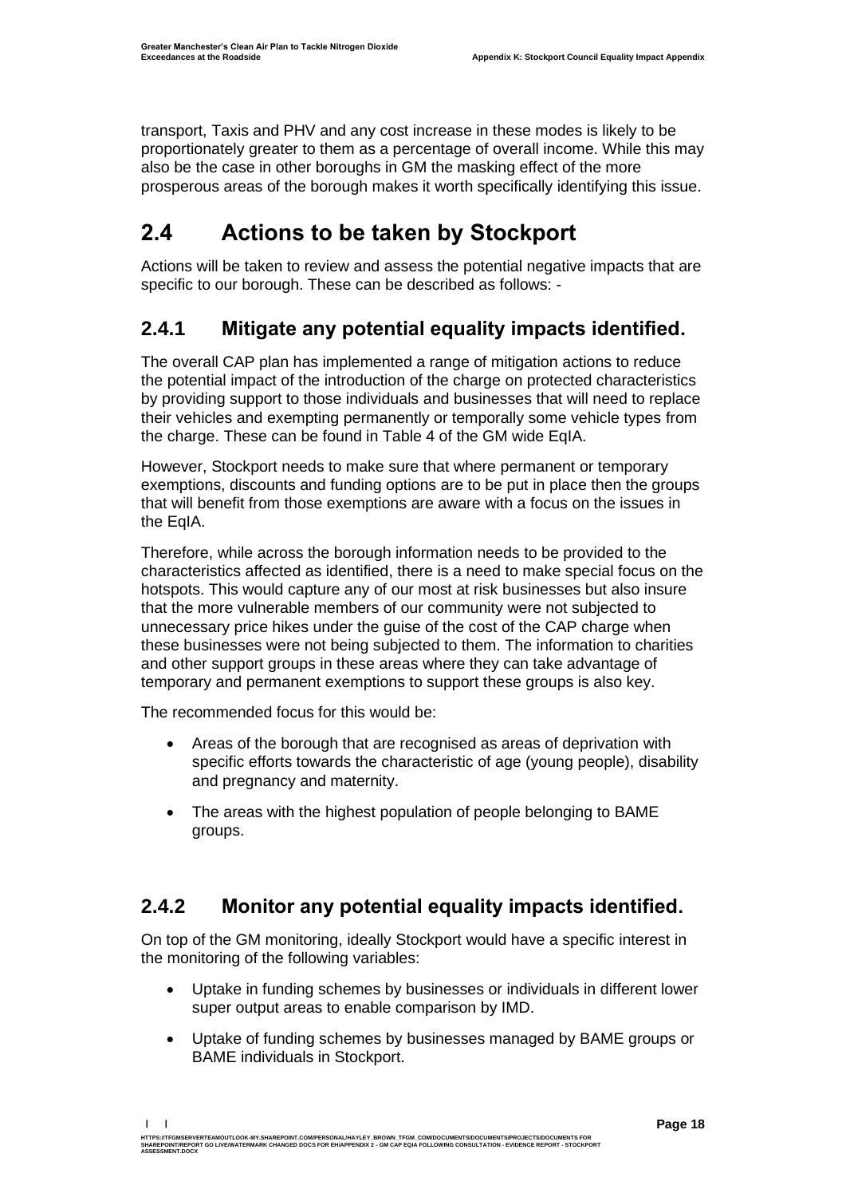transport, Taxis and PHV and any cost increase in these modes is likely to be proportionately greater to them as a percentage of overall income. While this may also be the case in other boroughs in GM the masking effect of the more prosperous areas of the borough makes it worth specifically identifying this issue.

## 2.4 Actions to be taken by Stockport

Actions will be taken to review and assess the potential negative impacts that are specific to our borough. These can be described as follows: -

### 2.4.1 Mitigate any potential equality impacts identified.

The overall CAP plan has implemented a range of mitigation actions to reduce the potential impact of the introduction of the charge on protected characteristics by providing support to those individuals and businesses that will need to replace their vehicles and exempting permanently or temporally some vehicle types from the charge. These can be found in Table 4 of the GM wide EqIA.

However, Stockport needs to make sure that where permanent or temporary exemptions, discounts and funding options are to be put in place then the groups that will benefit from those exemptions are aware with a focus on the issues in the EqIA.

Therefore, while across the borough information needs to be provided to the characteristics affected as identified, there is a need to make special focus on the hotspots. This would capture any of our most at risk businesses but also insure that the more vulnerable members of our community were not subjected to unnecessary price hikes under the guise of the cost of the CAP charge when these businesses were not being subjected to them. The information to charities and other support groups in these areas where they can take advantage of temporary and permanent exemptions to support these groups is also key.

The recommended focus for this would be:

- Areas of the borough that are recognised as areas of deprivation with specific efforts towards the characteristic of age (young people), disability and pregnancy and maternity.
- The areas with the highest population of people belonging to BAME groups.

### 2.4.2 Monitor any potential equality impacts identified.

On top of the GM monitoring, ideally Stockport would have a specific interest in the monitoring of the following variables:

- Uptake in funding schemes by businesses or individuals in different lower super output areas to enable comparison by IMD.
- Uptake of funding schemes by businesses managed by BAME groups or BAME individuals in Stockport.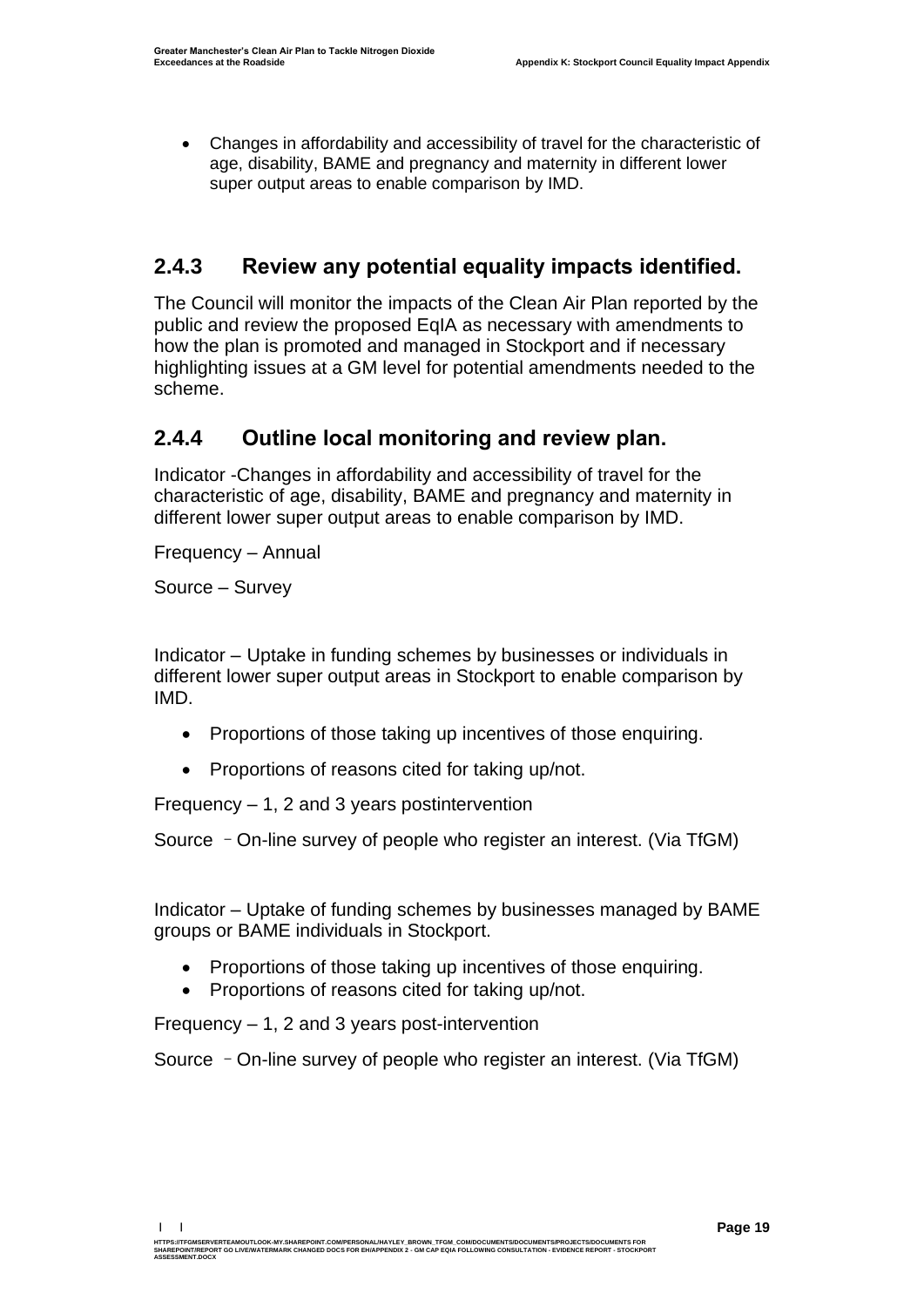- Changes in affordability and accessibility of travel for the characteristic of age, disability, BAME and pregnancy and maternity in different lower super output areas to enable comparison by IMD.

### 2.4.3 Review any potential equality impacts identified.

The Council will monitor the impacts of the Clean Air Plan reported by the public and review the proposed EqIA as necessary with amendments to how the plan is promoted and managed in Stockport and if necessary highlighting issues at a GM level for potential amendments needed to the scheme.

### 2.4.4 Outline local monitoring and review plan.

Indicator -Changes in affordability and accessibility of travel for the characteristic of age, disability, BAME and pregnancy and maternity in different lower super output areas to enable comparison by IMD.

Frequency – Annual

Source – Survey

Indicator – Uptake in funding schemes by businesses or individuals in different lower super output areas in Stockport to enable comparison by IMD.

- Proportions of those taking up incentives of those enquiring.
- Proportions of reasons cited for taking up/not.

Frequency – 1, 2 and 3 years postintervention

Source – On-line survey of people who register an interest. (Via TfGM)

Indicator – Uptake of funding schemes by businesses managed by BAME groups or BAME individuals in Stockport.

- Proportions of those taking up incentives of those enquiring.
- Proportions of reasons cited for taking up/not.

Frequency – 1, 2 and 3 years post-intervention

Source – On-line survey of people who register an interest. (Via TfGM)